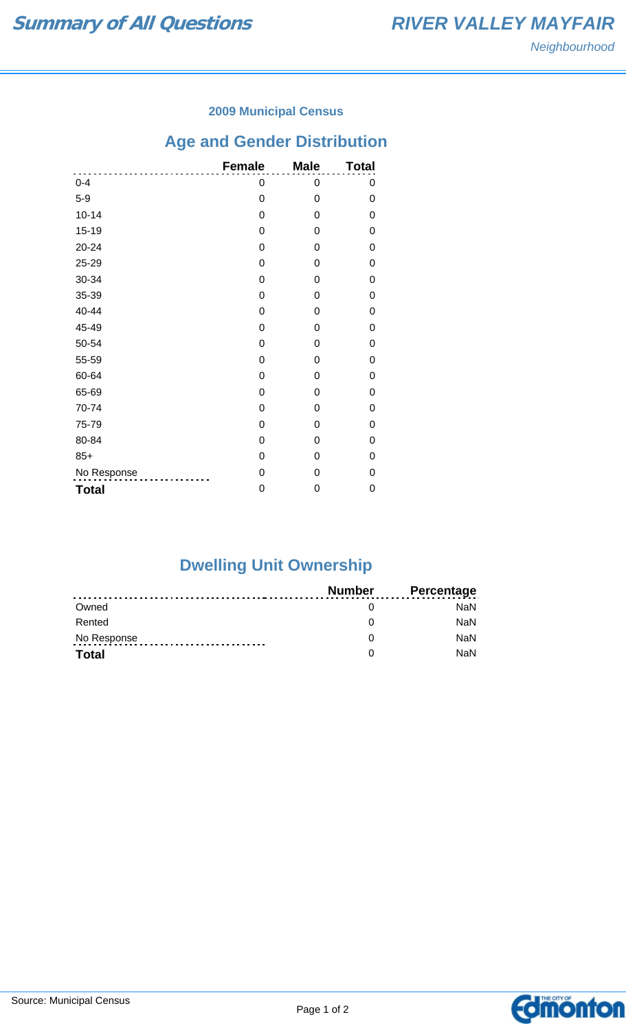# Summary of All Questions

# RIVER VALLEY MAYFAIR

*Neighbourhood*

### 2009 Municipal Census

## Age and Gender Distribution

| | Female | Male | Total |
|---|---|---|---|
| 0-4 | 0 | 0 | 0 |
| 5-9 | 0 | 0 | 0 |
| 10-14 | 0 | 0 | 0 |
| 15-19 | 0 | 0 | 0 |
| 20-24 | 0 | 0 | 0 |
| 25-29 | 0 | 0 | 0 |
| 30-34 | 0 | 0 | 0 |
| 35-39 | 0 | 0 | 0 |
| 40-44 | 0 | 0 | 0 |
| 45-49 | 0 | 0 | 0 |
| 50-54 | 0 | 0 | 0 |
| 55-59 | 0 | 0 | 0 |
| 60-64 | 0 | 0 | 0 |
| 65-69 | 0 | 0 | 0 |
| 70-74 | 0 | 0 | 0 |
| 75-79 | 0 | 0 | 0 |
| 80-84 | 0 | 0 | 0 |
| 85+ | 0 | 0 | 0 |
| No Response | 0 | 0 | 0 |
| **Total** | 0 | 0 | 0 |

## Dwelling Unit Ownership

| | Number | Percentage |
|---|---|---|
| Owned | 0 | NaN |
| Rented | 0 | NaN |
| No Response | 0 | NaN |
| **Total** | 0 | NaN |

Source: Municipal Census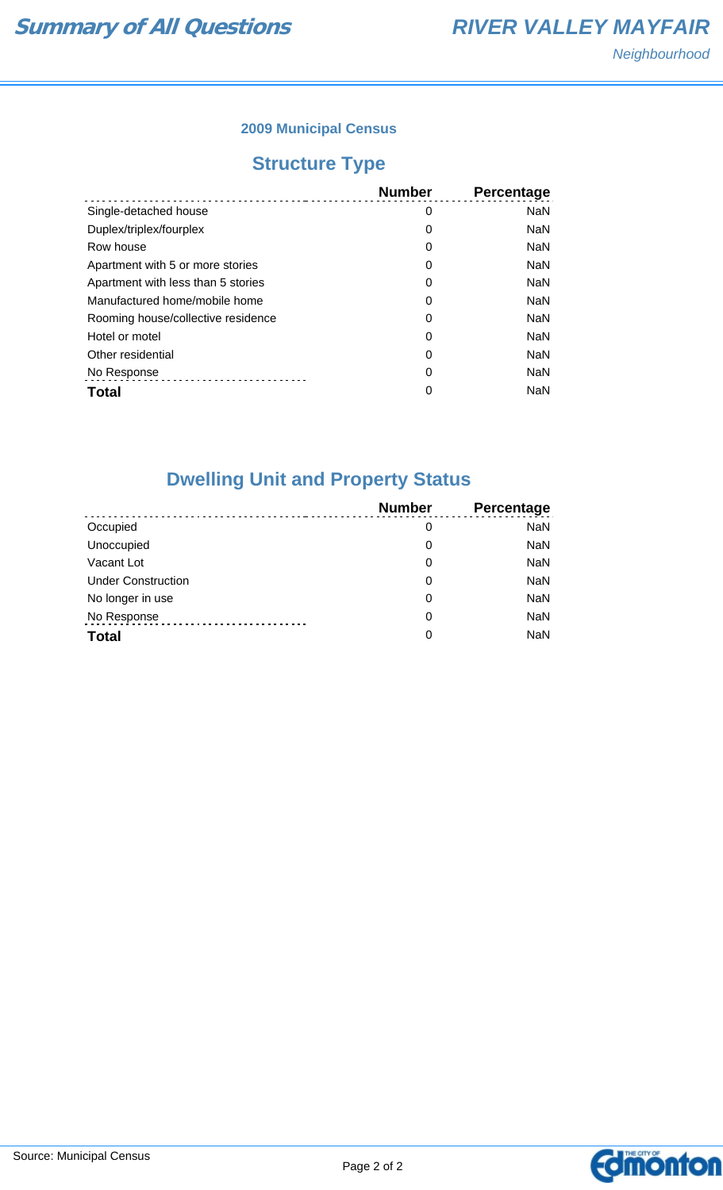## 2009 Municipal Census

## Structure Type

| | Number | Percentage |
|---|---|---|
| Single-detached house | 0 | NaN |
| Duplex/triplex/fourplex | 0 | NaN |
| Row house | 0 | NaN |
| Apartment with 5 or more stories | 0 | NaN |
| Apartment with less than 5 stories | 0 | NaN |
| Manufactured home/mobile home | 0 | NaN |
| Rooming house/collective residence | 0 | NaN |
| Hotel or motel | 0 | NaN |
| Other residential | 0 | NaN |
| No Response | 0 | NaN |
| **Total** | 0 | NaN |

## Dwelling Unit and Property Status

| | Number | Percentage |
|---|---|---|
| Occupied | 0 | NaN |
| Unoccupied | 0 | NaN |
| Vacant Lot | 0 | NaN |
| Under Construction | 0 | NaN |
| No longer in use | 0 | NaN |
| No Response | 0 | NaN |
| **Total** | 0 | NaN |

Source: Municipal Census